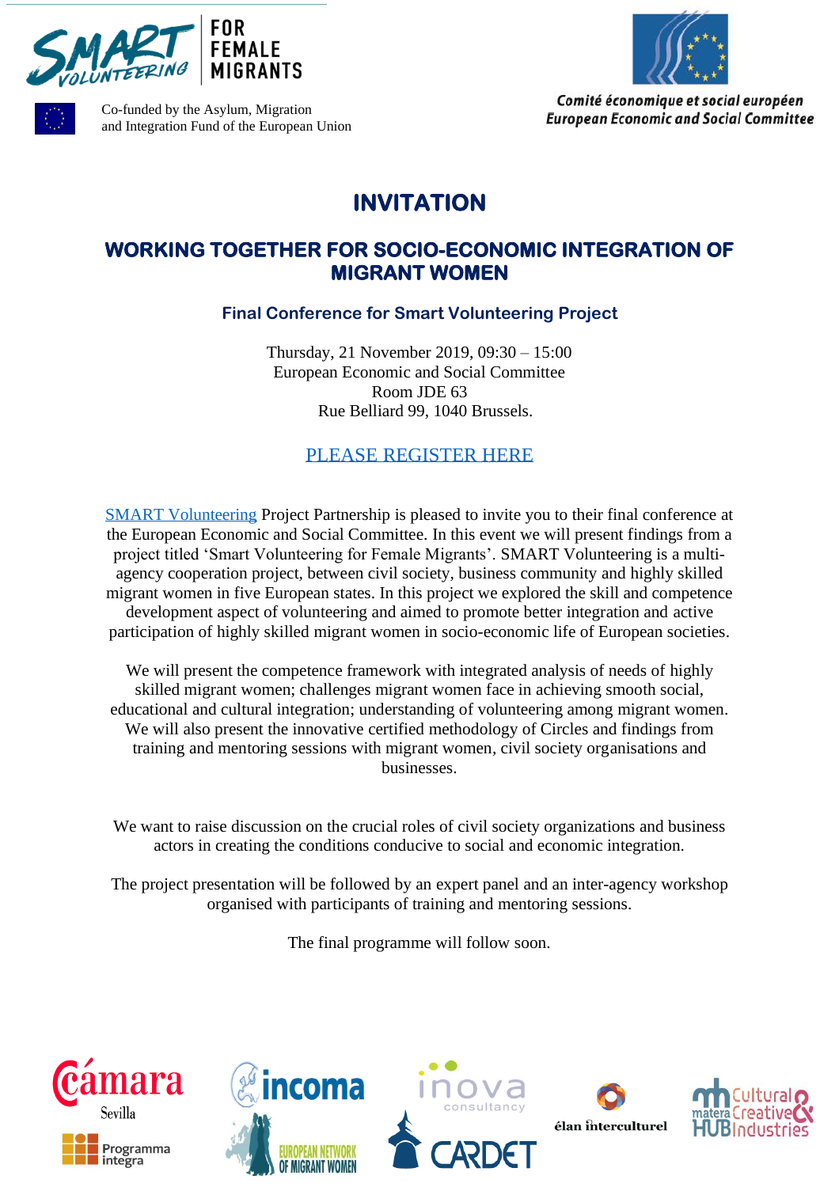SMART VOLUNTEERING FOR FEMALE MIGRANTS

Co-funded by the Asylum, Migration and Integration Fund of the European Union

Comité économique et social européen
European Economic and Social Committee

# INVITATION

## WORKING TOGETHER FOR SOCIO-ECONOMIC INTEGRATION OF MIGRANT WOMEN

### Final Conference for Smart Volunteering Project

Thursday, 21 November 2019, 09:30 – 15:00
European Economic and Social Committee
Room JDE 63
Rue Belliard 99, 1040 Brussels.

PLEASE REGISTER HERE

SMART Volunteering Project Partnership is pleased to invite you to their final conference at the European Economic and Social Committee. In this event we will present findings from a project titled 'Smart Volunteering for Female Migrants'. SMART Volunteering is a multi-agency cooperation project, between civil society, business community and highly skilled migrant women in five European states. In this project we explored the skill and competence development aspect of volunteering and aimed to promote better integration and active participation of highly skilled migrant women in socio-economic life of European societies.

We will present the competence framework with integrated analysis of needs of highly skilled migrant women; challenges migrant women face in achieving smooth social, educational and cultural integration; understanding of volunteering among migrant women. We will also present the innovative certified methodology of Circles and findings from training and mentoring sessions with migrant women, civil society organisations and businesses.

We want to raise discussion on the crucial roles of civil society organizations and business actors in creating the conditions conducive to social and economic integration.

The project presentation will be followed by an expert panel and an inter-agency workshop organised with participants of training and mentoring sessions.

The final programme will follow soon.

Cámara Sevilla | Programma integra | incoma | European Network of Migrant Women | inova consultancy | CARDET | élan interculturel | mh matera Cultural & Creative Industries HUB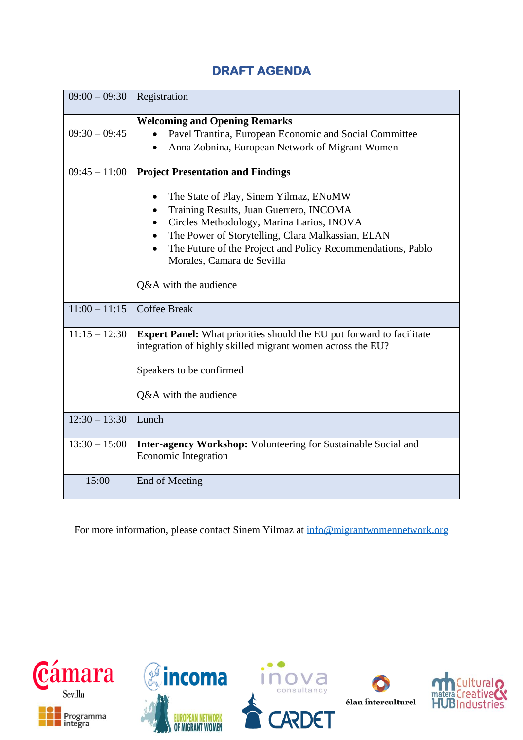# DRAFT AGENDA

| | |
|---|---|
| 09:00 – 09:30 | Registration |
| 09:30 – 09:45 | **Welcoming and Opening Remarks**<br>• Pavel Trantina, European Economic and Social Committee<br>• Anna Zobnina, European Network of Migrant Women |
| 09:45 – 11:00 | **Project Presentation and Findings**<br><br>• The State of Play, Sinem Yilmaz, ENoMW<br>• Training Results, Juan Guerrero, INCOMA<br>• Circles Methodology, Marina Larios, INOVA<br>• The Power of Storytelling, Clara Malkassian, ELAN<br>• The Future of the Project and Policy Recommendations, Pablo Morales, Camara de Sevilla<br><br>Q&A with the audience |
| 11:00 – 11:15 | Coffee Break |
| 11:15 – 12:30 | **Expert Panel:** What priorities should the EU put forward to facilitate integration of highly skilled migrant women across the EU?<br><br>Speakers to be confirmed<br><br>Q&A with the audience |
| 12:30 – 13:30 | Lunch |
| 13:30 – 15:00 | **Inter-agency Workshop:** Volunteering for Sustainable Social and Economic Integration |
| 15:00 | End of Meeting |

For more information, please contact Sinem Yilmaz at info@migrantwomennetwork.org